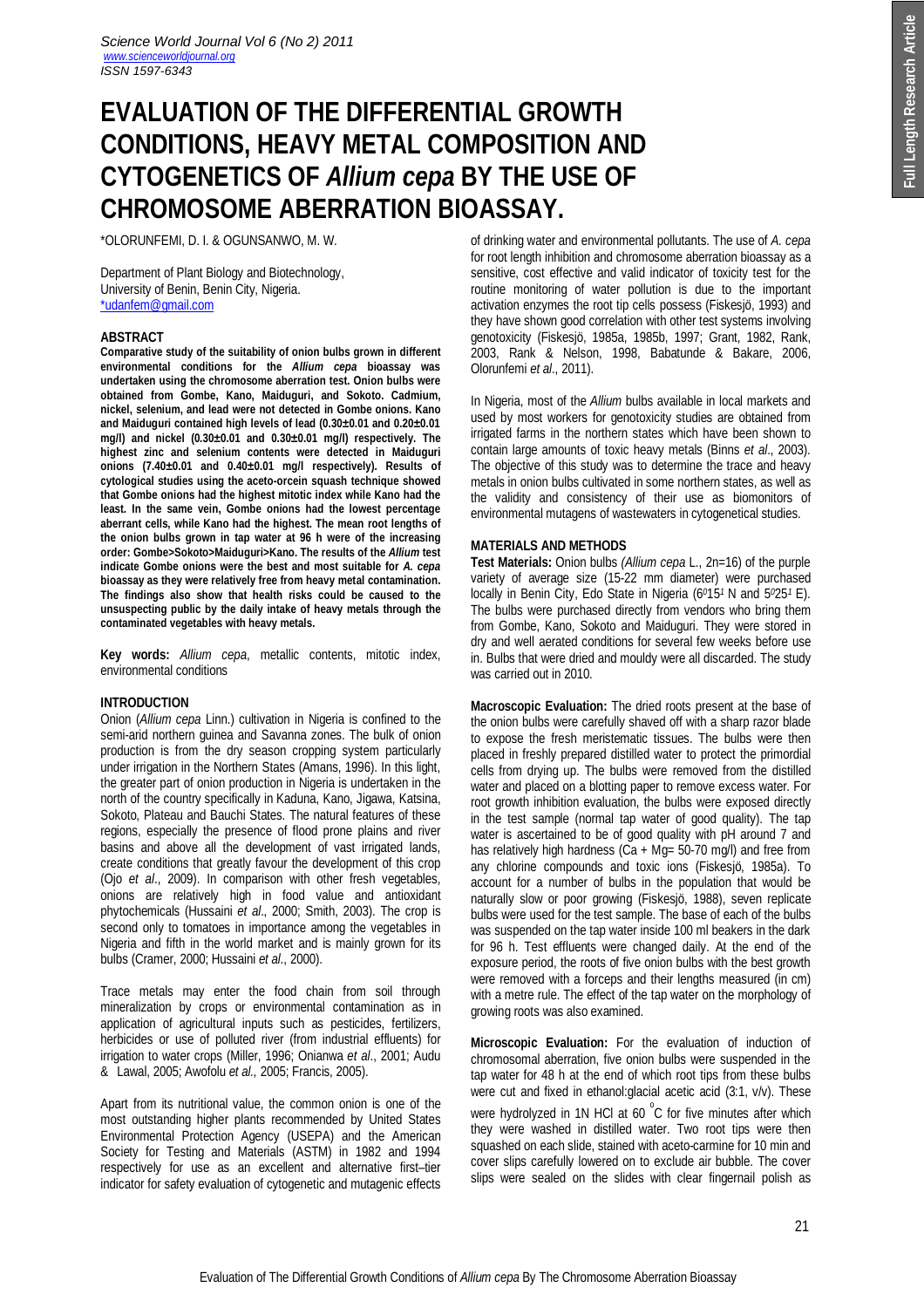# EVALUATION OF THE DIFFERENTIAL GROWTH CONDITIONS, HEAVY METAL COMPOSITION AND CYTOGENETICS OF *Allium cepa* BY THE USE OF CHROMOSOME ABERRATION BIOASSAY.

*OLORUNFEMI, D. I. & OGUNSANWO, M. W.

Department of Plant Biology and Biotechnology,
University of Benin, Benin City, Nigeria.
*udanfem@gmail.com

## ABSTRACT

**Comparative study of the suitability of onion bulbs grown in different environmental conditions for the *Allium cepa* bioassay was undertaken using the chromosome aberration test. Onion bulbs were obtained from Gombe, Kano, Maiduguri, and Sokoto. Cadmium, nickel, selenium, and lead were not detected in Gombe onions. Kano and Maiduguri contained high levels of lead (0.30±0.01 and 0.20±0.01 mg/l) and nickel (0.30±0.01 and 0.30±0.01 mg/l) respectively. The highest zinc and selenium contents were detected in Maiduguri onions (7.40±0.01 and 0.40±0.01 mg/l respectively). Results of cytological studies using the aceto-orcein squash technique showed that Gombe onions had the highest mitotic index while Kano had the least. In the same vein, Gombe onions had the lowest percentage aberrant cells, while Kano had the highest. The mean root lengths of the onion bulbs grown in tap water at 96 h were of the increasing order: Gombe>Sokoto>Maiduguri>Kano. The results of the *Allium* test indicate Gombe onions were the best and most suitable for *A. cepa* bioassay as they were relatively free from heavy metal contamination. The findings also show that health risks could be caused to the unsuspecting public by the daily intake of heavy metals through the contaminated vegetables with heavy metals.**

**Key words:** *Allium cepa*, metallic contents, mitotic index, environmental conditions

## INTRODUCTION

Onion (*Allium cepa* Linn.) cultivation in Nigeria is confined to the semi-arid northern guinea and Savanna zones. The bulk of onion production is from the dry season cropping system particularly under irrigation in the Northern States (Amans, 1996). In this light, the greater part of onion production in Nigeria is undertaken in the north of the country specifically in Kaduna, Kano, Jigawa, Katsina, Sokoto, Plateau and Bauchi States. The natural features of these regions, especially the presence of flood prone plains and river basins and above all the development of vast irrigated lands, create conditions that greatly favour the development of this crop (Ojo *et al*., 2009). In comparison with other fresh vegetables, onions are relatively high in food value and antioxidant phytochemicals (Hussaini *et al*., 2000; Smith, 2003). The crop is second only to tomatoes in importance among the vegetables in Nigeria and fifth in the world market and is mainly grown for its bulbs (Cramer, 2000; Hussaini *et al*., 2000).

Trace metals may enter the food chain from soil through mineralization by crops or environmental contamination as in application of agricultural inputs such as pesticides, fertilizers, herbicides or use of polluted river (from industrial effluents) for irrigation to water crops (Miller, 1996; Onianwa *et al*., 2001; Audu & Lawal, 2005; Awofolu *et al*., 2005; Francis, 2005).

Apart from its nutritional value, the common onion is one of the most outstanding higher plants recommended by United States Environmental Protection Agency (USEPA) and the American Society for Testing and Materials (ASTM) in 1982 and 1994 respectively for use as an excellent and alternative first–tier indicator for safety evaluation of cytogenetic and mutagenic effects of drinking water and environmental pollutants. The use of *A. cepa* for root length inhibition and chromosome aberration bioassay as a sensitive, cost effective and valid indicator of toxicity test for the routine monitoring of water pollution is due to the important activation enzymes the root tip cells possess (Fiskesjö, 1993) and they have shown good correlation with other test systems involving genotoxicity (Fiskesjö, 1985a, 1985b, 1997; Grant, 1982, Rank, 2003, Rank & Nelson, 1998, Babatunde & Bakare, 2006, Olorunfemi *et al*., 2011).

In Nigeria, most of the *Allium* bulbs available in local markets and used by most workers for genotoxicity studies are obtained from irrigated farms in the northern states which have been shown to contain large amounts of toxic heavy metals (Binns *et al*., 2003). The objective of this study was to determine the trace and heavy metals in onion bulbs cultivated in some northern states, as well as the validity and consistency of their use as biomonitors of environmental mutagens of wastewaters in cytogenetical studies.

## MATERIALS AND METHODS

**Test Materials:** Onion bulbs *(Allium cepa* L., 2n=16) of the purple variety of average size (15-22 mm diameter) were purchased locally in Benin City, Edo State in Nigeria (6°15′ N and 5°25′ E). The bulbs were purchased directly from vendors who bring them from Gombe, Kano, Sokoto and Maiduguri. They were stored in dry and well aerated conditions for several few weeks before use in. Bulbs that were dried and mouldy were all discarded. The study was carried out in 2010.

**Macroscopic Evaluation:** The dried roots present at the base of the onion bulbs were carefully shaved off with a sharp razor blade to expose the fresh meristematic tissues. The bulbs were then placed in freshly prepared distilled water to protect the primordial cells from drying up. The bulbs were removed from the distilled water and placed on a blotting paper to remove excess water. For root growth inhibition evaluation, the bulbs were exposed directly in the test sample (normal tap water of good quality). The tap water is ascertained to be of good quality with pH around 7 and has relatively high hardness (Ca + Mg= 50-70 mg/l) and free from any chlorine compounds and toxic ions (Fiskesjö, 1985a). To account for a number of bulbs in the population that would be naturally slow or poor growing (Fiskesjö, 1988), seven replicate bulbs were used for the test sample. The base of each of the bulbs was suspended on the tap water inside 100 ml beakers in the dark for 96 h. Test effluents were changed daily. At the end of the exposure period, the roots of five onion bulbs with the best growth were removed with a forceps and their lengths measured (in cm) with a metre rule. The effect of the tap water on the morphology of growing roots was also examined.

**Microscopic Evaluation:** For the evaluation of induction of chromosomal aberration, five onion bulbs were suspended in the tap water for 48 h at the end of which root tips from these bulbs were cut and fixed in ethanol:glacial acetic acid (3:1, v/v). These were hydrolyzed in 1N HCl at 60 °C for five minutes after which they were washed in distilled water. Two root tips were then squashed on each slide, stained with aceto-carmine for 10 min and cover slips carefully lowered on to exclude air bubble. The cover slips were sealed on the slides with clear fingernail polish as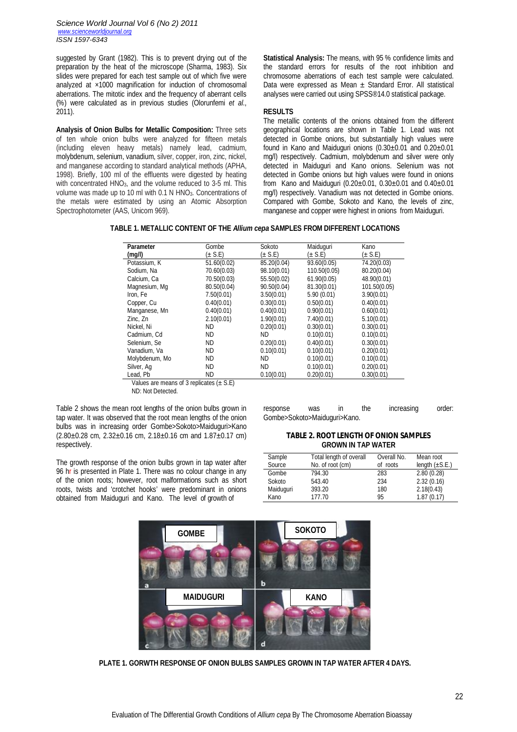suggested by Grant (1982). This is to prevent drying out of the preparation by the heat of the microscope (Sharma, 1983). Six slides were prepared for each test sample out of which five were analyzed at ×1000 magnification for induction of chromosomal aberrations. The mitotic index and the frequency of aberrant cells (%) were calculated as in previous studies (Olorunfemi *et al.*, 2011).

**Analysis of Onion Bulbs for Metallic Composition:** Three sets of ten whole onion bulbs were analyzed for fifteen metals (including eleven heavy metals) namely lead, cadmium, molybdenum, selenium, vanadium, silver, copper, iron, zinc, nickel, and manganese according to standard analytical methods (APHA, 1998). Briefly, 100 ml of the effluents were digested by heating with concentrated $HNO_3$, and the volume reduced to 3-5 ml. This volume was made up to 10 ml with 0.1 N $HNO_3$. Concentrations of the metals were estimated by using an Atomic Absorption Spectrophotometer (AAS, Unicom 969).

**Statistical Analysis:** The means, with 95 % confidence limits and the standard errors for results of the root inhibition and chromosome aberrations of each test sample were calculated. Data were expressed as Mean ± Standard Error. All statistical analyses were carried out using SPSS®14.0 statistical package.

## RESULTS

The metallic contents of the onions obtained from the different geographical locations are shown in Table 1. Lead was not detected in Gombe onions, but substantially high values were found in Kano and Maiduguri onions (0.30±0.01 and 0.20±0.01 mg/l) respectively. Cadmium, molybdenum and silver were only detected in Maiduguri and Kano onions. Selenium was not detected in Gombe onions but high values were found in onions from Kano and Maiduguri (0.20±0.01, 0.30±0.01 and 0.40±0.01 mg/l) respectively. Vanadium was not detected in Gombe onions. Compared with Gombe, Sokoto and Kano, the levels of zinc, manganese and copper were highest in onions from Maiduguri.

**TABLE 1. METALLIC CONTENT OF THE *Allium cepa* SAMPLES FROM DIFFERENT LOCATIONS**

| Parameter (mg/l) | Gombe (± S.E) | Sokoto (± S.E) | Maiduguri (± S.E) | Kano (± S.E) |
|---|---|---|---|---|
| Potassium, K | 51.60(0.02) | 85.20(0.04) | 93.60(0.05) | 74.20(0.03) |
| Sodium, Na | 70.60(0.03) | 98.10(0.01) | 110.50(0.05) | 80.20(0.04) |
| Calcium, Ca | 70.50(0.03) | 55.50(0.02) | 61.90(0.05) | 48.90(0.01) |
| Magnesium, Mg | 80.50(0.04) | 90.50(0.04) | 81.30(0.01) | 101.50(0.05) |
| Iron, Fe | 7.50(0.01) | 3.50(0.01) | 5.90 (0.01) | 3.90(0.01) |
| Copper, Cu | 0.40(0.01) | 0.30(0.01) | 0.50(0.01) | 0.40(0.01) |
| Manganese, Mn | 0.40(0.01) | 0.40(0.01) | 0.90(0.01) | 0.60(0.01) |
| Zinc, Zn | 2.10(0.01) | 1.90(0.01) | 7.40(0.01) | 5.10(0.01) |
| Nickel, Ni | ND | 0.20(0.01) | 0.30(0.01) | 0.30(0.01) |
| Cadmium, Cd | ND | ND | 0.10(0.01) | 0.10(0.01) |
| Selenium, Se | ND | 0.20(0.01) | 0.40(0.01) | 0.30(0.01) |
| Vanadium, Va | ND | 0.10(0.01) | 0.10(0.01) | 0.20(0.01) |
| Molybdenum, Mo | ND | ND | 0.10(0.01) | 0.10(0.01) |
| Silver, Ag | ND | ND | 0.10(0.01) | 0.20(0.01) |
| Lead, Pb | ND | 0.10(0.01) | 0.20(0.01) | 0.30(0.01) |

Values are means of 3 replicates (± S.E)
ND: Not Detected.

Table 2 shows the mean root lengths of the onion bulbs grown in tap water. It was observed that the root mean lengths of the onion bulbs was in increasing order Gombe>Sokoto>Maiduguri>Kano (2.80±0.28 cm, 2.32±0.16 cm, 2.18±0.16 cm and 1.87±0.17 cm) respectively.

The growth response of the onion bulbs grown in tap water after 96 hr is presented in Plate 1. There was no colour change in any of the onion roots; however, root malformations such as short roots, twists and 'crotchet hooks' were predominant in onions obtained from Maiduguri and Kano. The level of growth of response was in the increasing order: Gombe>Sokoto>Maiduguri>Kano.

**TABLE 2. ROOT LENGTH OF ONION SAMPLES GROWN IN TAP WATER**

| Sample Source | Total length of overall No. of root (cm) | Overall No. of roots | Mean root length (±S.E.) |
|---|---|---|---|
| Gombe | 794.30 | 283 | 2.80 (0.28) |
| Sokoto | 543.40 | 234 | 2.32 (0.16) |
| Maiduguri | 393.20 | 180 | 2.18(0.43) |
| Kano | 177.70 | 95 | 1.87 (0.17) |

**PLATE 1. GORWTH RESPONSE OF ONION BULBS SAMPLES GROWN IN TAP WATER AFTER 4 DAYS.**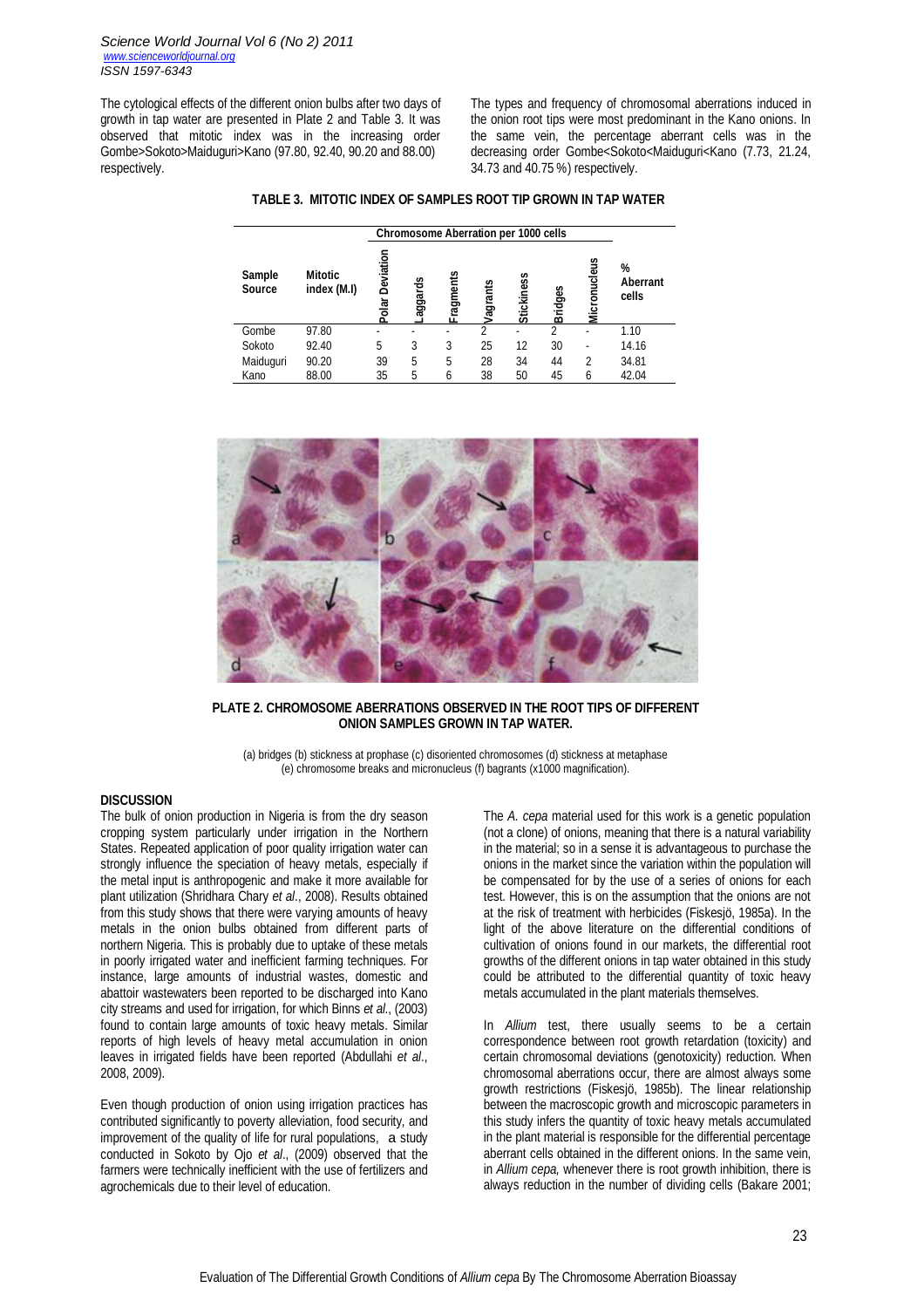The cytological effects of the different onion bulbs after two days of growth in tap water are presented in Plate 2 and Table 3. It was observed that mitotic index was in the increasing order Gombe>Sokoto>Maiduguri>Kano (97.80, 92.40, 90.20 and 88.00) respectively.

The types and frequency of chromosomal aberrations induced in the onion root tips were most predominant in the Kano onions. In the same vein, the percentage aberrant cells was in the decreasing order Gombe<Sokoto<Maiduguri<Kano (7.73, 21.24, 34.73 and 40.75 %) respectively.

**TABLE 3. MITOTIC INDEX OF SAMPLES ROOT TIP GROWN IN TAP WATER**

| Sample Source | Mitotic index (M.I) | Chromosome Aberration per 1000 cells | | | | | | | % Aberrant cells |
|---|---|---|---|---|---|---|---|---|---|
| | | Polar Deviation | Laggards | Fragments | Vagrants | Stickiness | Bridges | Micronucleus | |
| Gombe | 97.80 | - | - | - | 2 | - | 2 | - | 1.10 |
| Sokoto | 92.40 | 5 | 3 | 3 | 25 | 12 | 30 | - | 14.16 |
| Maiduguri | 90.20 | 39 | 5 | 5 | 28 | 34 | 44 | 2 | 34.81 |
| Kano | 88.00 | 35 | 5 | 6 | 38 | 50 | 45 | 6 | 42.04 |

**PLATE 2. CHROMOSOME ABERRATIONS OBSERVED IN THE ROOT TIPS OF DIFFERENT ONION SAMPLES GROWN IN TAP WATER.**

(a) bridges (b) stickness at prophase (c) disoriented chromosomes (d) stickness at metaphase (e) chromosome breaks and micronucleus (f) bagrants (x1000 magnification).

## DISCUSSION

The bulk of onion production in Nigeria is from the dry season cropping system particularly under irrigation in the Northern States. Repeated application of poor quality irrigation water can strongly influence the speciation of heavy metals, especially if the metal input is anthropogenic and make it more available for plant utilization (Shridhara Chary *et al*., 2008). Results obtained from this study shows that there were varying amounts of heavy metals in the onion bulbs obtained from different parts of northern Nigeria. This is probably due to uptake of these metals in poorly irrigated water and inefficient farming techniques. For instance, large amounts of industrial wastes, domestic and abattoir wastewaters been reported to be discharged into Kano city streams and used for irrigation, for which Binns *et al*., (2003) found to contain large amounts of toxic heavy metals. Similar reports of high levels of heavy metal accumulation in onion leaves in irrigated fields have been reported (Abdullahi *et al*., 2008, 2009).

Even though production of onion using irrigation practices has contributed significantly to poverty alleviation, food security, and improvement of the quality of life for rural populations, a study conducted in Sokoto by Ojo *et al*., (2009) observed that the farmers were technically inefficient with the use of fertilizers and agrochemicals due to their level of education.

The *A. cepa* material used for this work is a genetic population (not a clone) of onions, meaning that there is a natural variability in the material; so in a sense it is advantageous to purchase the onions in the market since the variation within the population will be compensated for by the use of a series of onions for each test. However, this is on the assumption that the onions are not at the risk of treatment with herbicides (Fiskesjö, 1985a). In the light of the above literature on the differential conditions of cultivation of onions found in our markets, the differential root growths of the different onions in tap water obtained in this study could be attributed to the differential quantity of toxic heavy metals accumulated in the plant materials themselves.

In *Allium* test, there usually seems to be a certain correspondence between root growth retardation (toxicity) and certain chromosomal deviations (genotoxicity) reduction. When chromosomal aberrations occur, there are almost always some growth restrictions (Fiskesjö, 1985b). The linear relationship between the macroscopic growth and microscopic parameters in this study infers the quantity of toxic heavy metals accumulated in the plant material is responsible for the differential percentage aberrant cells obtained in the different onions. In the same vein, in *Allium cepa,* whenever there is root growth inhibition, there is always reduction in the number of dividing cells (Bakare 2001;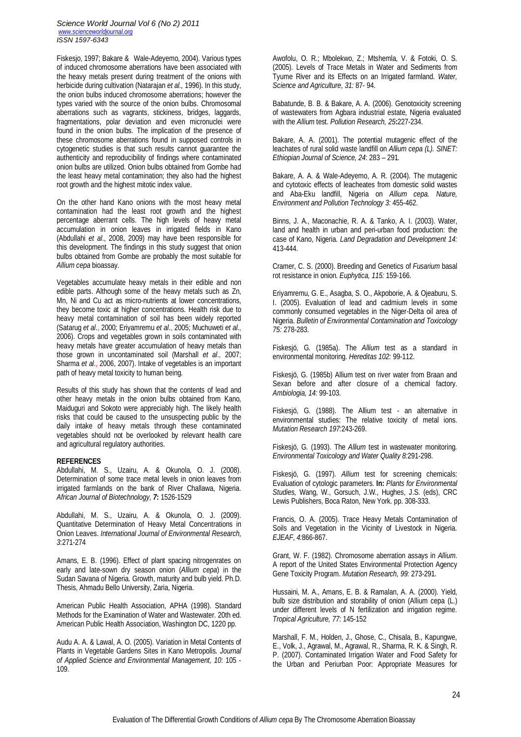Fiskesjo, 1997; Bakare & Wale-Adeyemo, 2004). Various types of induced chromosome aberrations have been associated with the heavy metals present during treatment of the onions with herbicide during cultivation (Natarajan *et al.,* 1996). In this study, the onion bulbs induced chromosome aberrations; however the types varied with the source of the onion bulbs. Chromosomal aberrations such as vagrants, stickiness, bridges, laggards, fragmentations, polar deviation and even micronuclei were found in the onion bulbs. The implication of the presence of these chromosome aberrations found in supposed controls in cytogenetic studies is that such results cannot guarantee the authenticity and reproducibility of findings where contaminated onion bulbs are utilized. Onion bulbs obtained from Gombe had the least heavy metal contamination; they also had the highest root growth and the highest mitotic index value.

On the other hand Kano onions with the most heavy metal contamination had the least root growth and the highest percentage aberrant cells. The high levels of heavy metal accumulation in onion leaves in irrigated fields in Kano (Abdullahi *et al*., 2008, 2009) may have been responsible for this development. The findings in this study suggest that onion bulbs obtained from Gombe are probably the most suitable for *Allium cepa* bioassay.

Vegetables accumulate heavy metals in their edible and non edible parts. Although some of the heavy metals such as Zn, Mn, Ni and Cu act as micro-nutrients at lower concentrations, they become toxic at higher concentrations. Health risk due to heavy metal contamination of soil has been widely reported (Satarug *et al*., 2000; Eriyamremu *et al*., 2005; Muchuweti *et al*., 2006). Crops and vegetables grown in soils contaminated with heavy metals have greater accumulation of heavy metals than those grown in uncontaminated soil (Marshall *et al*., 2007; Sharma *et al*., 2006, 2007). Intake of vegetables is an important path of heavy metal toxicity to human being.

Results of this study has shown that the contents of lead and other heavy metals in the onion bulbs obtained from Kano, Maiduguri and Sokoto were appreciably high. The likely health risks that could be caused to the unsuspecting public by the daily intake of heavy metals through these contaminated vegetables should not be overlooked by relevant health care and agricultural regulatory authorities.

**REFERENCES**

Abdullahi, M. S., Uzairu, A. & Okunola, O. J. (2008). Determination of some trace metal levels in onion leaves from irrigated farmlands on the bank of River Challawa, Nigeria. *African Journal of Biotechnology, **7**:* 1526-1529

Abdullahi, M. S., Uzairu, A. & Okunola, O. J. (2009). Quantitative Determination of Heavy Metal Concentrations in Onion Leaves. *International Journal of Environmental Research, 3*:271-274

Amans, E. B. (1996). Effect of plant spacing nitrogenrates on early and late-sown dry season onion (*Allium cepa*) in the Sudan Savana of Nigeria. Growth, maturity and bulb yield. Ph.D. Thesis, Ahmadu Bello University, Zaria, Nigeria.

American Public Health Association, APHA (1998). Standard Methods for the Examination of Water and Wastewater. 20th ed. American Public Health Association, Washington DC, 1220 pp.

Audu A. A. & Lawal, A. O. (2005). Variation in Metal Contents of Plants in Vegetable Gardens Sites in Kano Metropolis. *Journal of Applied Science and Environmental Management, 10*: 105 - 109.

Awofolu, O. R.; Mbolekwo, Z.; Mtshemla, V. & Fotoki, O. S. (2005). Levels of Trace Metals in Water and Sediments from Tyume River and its Effects on an Irrigated farmland. *Water, Science and Agriculture, 31:* 87- 94.

Babatunde, B. B. & Bakare, A. A. (2006). Genotoxicity screening of wastewaters from Agbara industrial estate, Nigeria evaluated with the *Allium* test. *Pollution Research, 25***:**227-234.

Bakare, A. A. (2001). The potential mutagenic effect of the leachates of rural solid waste landfill on *Allium cepa (L). SINET: Ethiopian Journal of Science, 24*: 283 – 291.

Bakare, A. A. & Wale-Adeyemo, A. R. (2004). The mutagenic and cytotoxic effects of leacheates from domestic solid wastes and Aba-Eku landfill, Nigeria on *Allium cepa. Nature, Environment and Pollution Technology 3:* 455-462.

Binns, J. A., Maconachie, R. A. & Tanko, A. I. (2003). Water, land and health in urban and peri-urban food production: the case of Kano, Nigeria. *Land Degradation and Development 14:* 413-444.

Cramer, C. S. (2000). Breeding and Genetics of *Fusarium* basal rot resistance in onion. *Euphytica, 115:* 159-166.

Eriyamremu, G. E., Asagba, S. O., Akpoborie, A. & Ojeaburu, S. I. (2005). Evaluation of lead and cadmium levels in some commonly consumed vegetables in the Niger-Delta oil area of Nigeria. *Bulletin of Environmental Contamination and Toxicology 75:* 278-283.

Fiskesjö, G. (1985a). The *Allium* test as a standard in environmental monitoring. *Hereditas 102:* 99-112.

Fiskesjö, G. (1985b) Allium test on river water from Braan and Sexan before and after closure of a chemical factory. *Ambiologia, 14:* 99-103.

Fiskesjö, G. (1988). The Allium test - an alternative in environmental studies: The relative toxicity of metal ions. *Mutation Research 197:*243-269.

Fiskesjö, G. (1993). The *Allium* test in wastewater monitoring. *Environmental Toxicology and Water Quality 8:*291-298.

Fiskesjö, G. (1997). *Allium* test for screening chemicals: Evaluation of cytologic parameters. **In:** *Plants for Environmental Studies,* Wang, W., Gorsuch, J.W., Hughes, J.S. (eds), CRC Lewis Publishers, Boca Raton, New York. pp. 308-333.

Francis, O. A. (2005). Trace Heavy Metals Contamination of Soils and Vegetation in the Vicinity of Livestock in Nigeria. *EJEAF*, *4:*866-867.

Grant, W. F. (1982). Chromosome aberration assays in *Allium*. A report of the United States Environmental Protection Agency Gene Toxicity Program. *Mutation Research, 99:* 273-291.

Hussaini, M. A., Amans, E. B. & Ramalan, A. A. (2000). Yield, bulb size distribution and storability of onion (Allium cepa (L.) under different levels of N fertilization and irrigation regime. *Tropical Agriculture, 77:* 145-152

Marshall, F. M., Holden, J., Ghose, C., Chisala, B., Kapungwe, E., Volk, J., Agrawal, M., Agrawal, R., Sharma, R. K. & Singh, R. P. (2007). Contaminated Irrigation Water and Food Safety for the Urban and Periurban Poor: Appropriate Measures for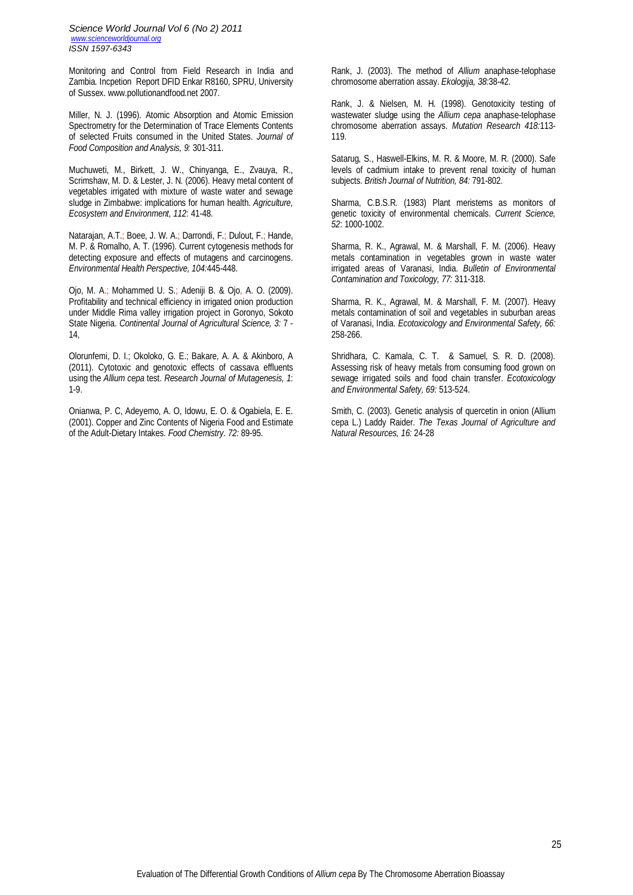Monitoring and Control from Field Research in India and Zambia. Incpetion Report DFID Enkar R8160, SPRU, University of Sussex. www.pollutionandfood.net 2007.

Miller, N. J. (1996). Atomic Absorption and Atomic Emission Spectrometry for the Determination of Trace Elements Contents of selected Fruits consumed in the United States. *Journal of Food Composition and Analysis, 9:* 301-311.

Muchuweti, M., Birkett, J. W., Chinyanga, E., Zvauya, R., Scrimshaw, M. D. & Lester, J. N. (2006). Heavy metal content of vegetables irrigated with mixture of waste water and sewage sludge in Zimbabwe: implications for human health. *Agriculture, Ecosystem and Environment, 112*: 41-48.

Natarajan, A.T.; Boee, J. W. A.; Darrondi, F.; Dulout, F.; Hande, M. P. & Romalho, A. T. (1996). Current cytogenesis methods for detecting exposure and effects of mutagens and carcinogens. *Environmental Health Perspective, 104:*445-448.

Ojo, M. A.; Mohammed U. S.; Adeniji B. & Ojo, A. O. (2009). Profitability and technical efficiency in irrigated onion production under Middle Rima valley irrigation project in Goronyo, Sokoto State Nigeria. *Continental Journal of Agricultural Science, 3:* 7 - 14,

Olorunfemi, D. I.; Okoloko, G. E.; Bakare, A. A. & Akinboro, A (2011). Cytotoxic and genotoxic effects of cassava effluents using the *Allium cepa* test. *Research Journal of Mutagenesis, 1*: 1-9.

Onianwa, P. C, Adeyemo, A. O, Idowu, E. O. & Ogabiela, E. E. (2001). Copper and Zinc Contents of Nigeria Food and Estimate of the Adult-Dietary Intakes. *Food Chemistry. 72:* 89-95.

Rank, J. (2003). The method of *Allium* anaphase-telophase chromosome aberration assay. *Ekologija, 38:*38-42.

Rank, J. & Nielsen, M. H. (1998). Genotoxicity testing of wastewater sludge using the *Allium cepa* anaphase-telophase chromosome aberration assays. *Mutation Research 418:*113-119.

Satarug, S., Haswell-Elkins, M. R. & Moore, M. R. (2000). Safe levels of cadmium intake to prevent renal toxicity of human subjects. *British Journal of Nutrition, 84:* 791-802.

Sharma, C.B.S.R. (1983) Plant meristems as monitors of genetic toxicity of environmental chemicals. *Current Science, 52*: 1000-1002.

Sharma, R. K., Agrawal, M. & Marshall, F. M. (2006). Heavy metals contamination in vegetables grown in waste water irrigated areas of Varanasi, India. *Bulletin of Environmental Contamination and Toxicology, 77:* 311-318.

Sharma, R. K., Agrawal, M. & Marshall, F. M. (2007). Heavy metals contamination of soil and vegetables in suburban areas of Varanasi, India. *Ecotoxicology and Environmental Safety, 66:* 258-266.

Shridhara, C. Kamala, C. T. & Samuel, S. R. D. (2008). Assessing risk of heavy metals from consuming food grown on sewage irrigated soils and food chain transfer. *Ecotoxicology and Environmental Safety, 69:* 513-524.

Smith, C. (2003). Genetic analysis of quercetin in onion (Allium cepa L.) Laddy Raider. *The Texas Journal of Agriculture and Natural Resources, 16:* 24-28